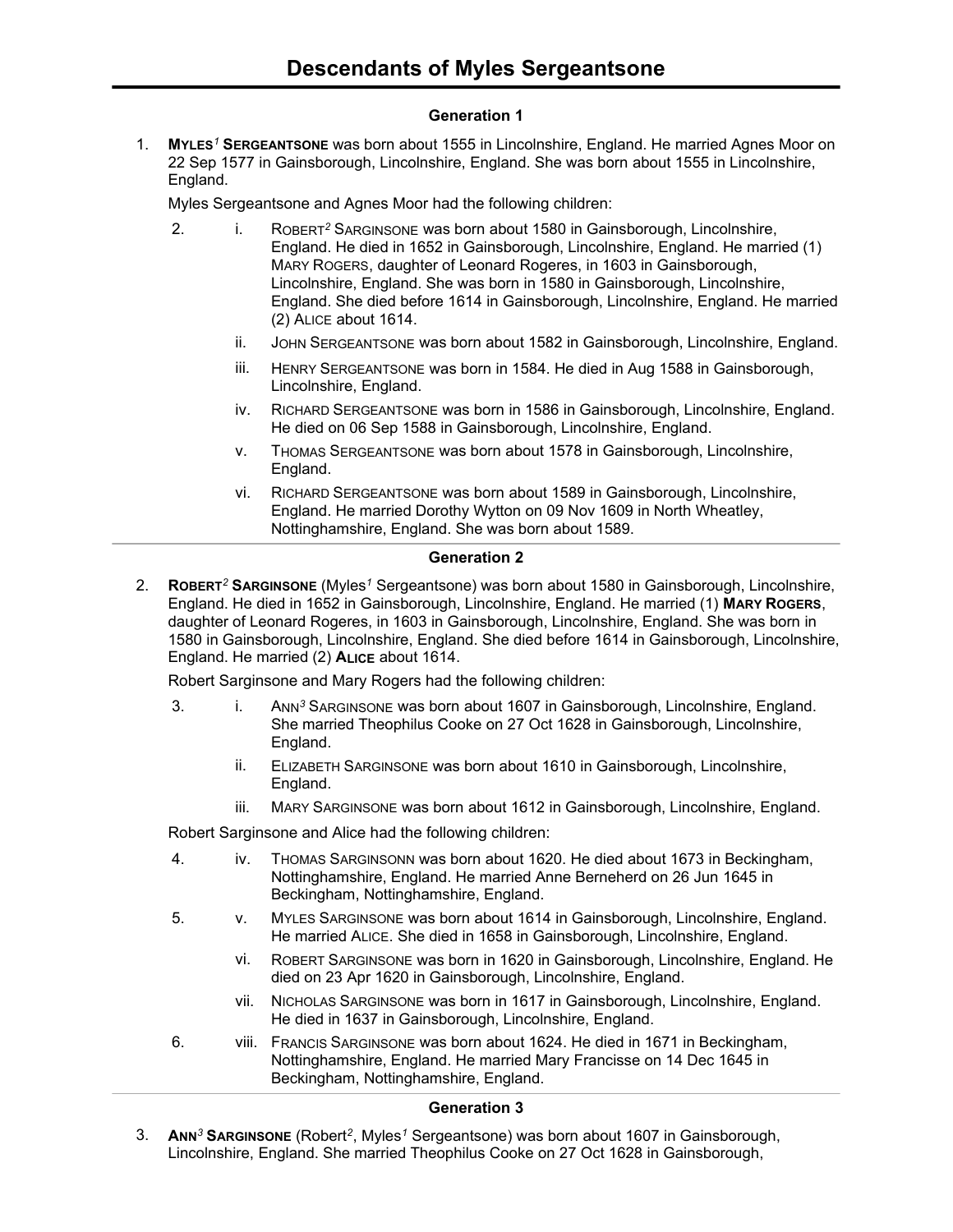# Descendants of Myles Sergeantsone

## Generation 1

1. **MYLES[1] SERGEANTSONE** was born about 1555 in Lincolnshire, England. He married Agnes Moor on 22 Sep 1577 in Gainsborough, Lincolnshire, England. She was born about 1555 in Lincolnshire, England.

   Myles Sergeantsone and Agnes Moor had the following children:

   2. i. ROBERT[2] SARGINSONE was born about 1580 in Gainsborough, Lincolnshire, England. He died in 1652 in Gainsborough, Lincolnshire, England. He married (1) MARY ROGERS, daughter of Leonard Rogeres, in 1603 in Gainsborough, Lincolnshire, England. She was born in 1580 in Gainsborough, Lincolnshire, England. She died before 1614 in Gainsborough, Lincolnshire, England. He married (2) ALICE about 1614.

   ii. JOHN SERGEANTSONE was born about 1582 in Gainsborough, Lincolnshire, England.

   iii. HENRY SERGEANTSONE was born in 1584. He died in Aug 1588 in Gainsborough, Lincolnshire, England.

   iv. RICHARD SERGEANTSONE was born in 1586 in Gainsborough, Lincolnshire, England. He died on 06 Sep 1588 in Gainsborough, Lincolnshire, England.

   v. THOMAS SERGEANTSONE was born about 1578 in Gainsborough, Lincolnshire, England.

   vi. RICHARD SERGEANTSONE was born about 1589 in Gainsborough, Lincolnshire, England. He married Dorothy Wytton on 09 Nov 1609 in North Wheatley, Nottinghamshire, England. She was born about 1589.

## Generation 2

2. **ROBERT[2] SARGINSONE** (Myles[1] Sergeantsone) was born about 1580 in Gainsborough, Lincolnshire, England. He died in 1652 in Gainsborough, Lincolnshire, England. He married (1) **MARY ROGERS**, daughter of Leonard Rogeres, in 1603 in Gainsborough, Lincolnshire, England. She was born in 1580 in Gainsborough, Lincolnshire, England. She died before 1614 in Gainsborough, Lincolnshire, England. He married (2) **ALICE** about 1614.

   Robert Sarginsone and Mary Rogers had the following children:

   3. i. ANN[3] SARGINSONE was born about 1607 in Gainsborough, Lincolnshire, England. She married Theophilus Cooke on 27 Oct 1628 in Gainsborough, Lincolnshire, England.

   ii. ELIZABETH SARGINSONE was born about 1610 in Gainsborough, Lincolnshire, England.

   iii. MARY SARGINSONE was born about 1612 in Gainsborough, Lincolnshire, England.

   Robert Sarginsone and Alice had the following children:

   4. iv. THOMAS SARGINSONN was born about 1620. He died about 1673 in Beckingham, Nottinghamshire, England. He married Anne Berneherd on 26 Jun 1645 in Beckingham, Nottinghamshire, England.

   5. v. MYLES SARGINSONE was born about 1614 in Gainsborough, Lincolnshire, England. He married ALICE. She died in 1658 in Gainsborough, Lincolnshire, England.

   vi. ROBERT SARGINSONE was born in 1620 in Gainsborough, Lincolnshire, England. He died on 23 Apr 1620 in Gainsborough, Lincolnshire, England.

   vii. NICHOLAS SARGINSONE was born in 1617 in Gainsborough, Lincolnshire, England. He died in 1637 in Gainsborough, Lincolnshire, England.

   6. viii. FRANCIS SARGINSONE was born about 1624. He died in 1671 in Beckingham, Nottinghamshire, England. He married Mary Francisse on 14 Dec 1645 in Beckingham, Nottinghamshire, England.

## Generation 3

3. **ANN[3] SARGINSONE** (Robert[2], Myles[1] Sergeantsone) was born about 1607 in Gainsborough, Lincolnshire, England. She married Theophilus Cooke on 27 Oct 1628 in Gainsborough,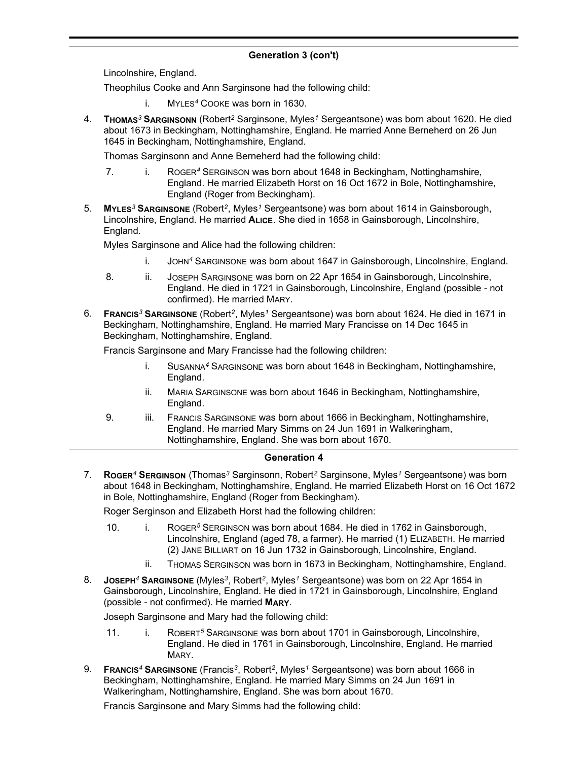## Generation 3 (con't)

Lincolnshire, England.

Theophilus Cooke and Ann Sarginsone had the following child:

- i. MYLES[4] COOKE was born in 1630.

4. **THOMAS[3] SARGINSONN** (Robert[2] Sarginsone, Myles[1] Sergeantsone) was born about 1620. He died about 1673 in Beckingham, Nottinghamshire, England. He married Anne Berneherd on 26 Jun 1645 in Beckingham, Nottinghamshire, England.

   Thomas Sarginsonn and Anne Berneherd had the following child:

   - 7. i. ROGER[4] SERGINSON was born about 1648 in Beckingham, Nottinghamshire, England. He married Elizabeth Horst on 16 Oct 1672 in Bole, Nottinghamshire, England (Roger from Beckingham).

5. **MYLES[3] SARGINSONE** (Robert[2], Myles[1] Sergeantsone) was born about 1614 in Gainsborough, Lincolnshire, England. He married **ALICE**. She died in 1658 in Gainsborough, Lincolnshire, England.

   Myles Sarginsone and Alice had the following children:

   - i. JOHN[4] SARGINSONE was born about 1647 in Gainsborough, Lincolnshire, England.
   - 8. ii. JOSEPH SARGINSONE was born on 22 Apr 1654 in Gainsborough, Lincolnshire, England. He died in 1721 in Gainsborough, Lincolnshire, England (possible - not confirmed). He married MARY.

6. **FRANCIS[3] SARGINSONE** (Robert[2], Myles[1] Sergeantsone) was born about 1624. He died in 1671 in Beckingham, Nottinghamshire, England. He married Mary Francisse on 14 Dec 1645 in Beckingham, Nottinghamshire, England.

   Francis Sarginsone and Mary Francisse had the following children:

   - i. SUSANNA[4] SARGINSONE was born about 1648 in Beckingham, Nottinghamshire, England.
   - ii. MARIA SARGINSONE was born about 1646 in Beckingham, Nottinghamshire, England.
   - 9. iii. FRANCIS SARGINSONE was born about 1666 in Beckingham, Nottinghamshire, England. He married Mary Simms on 24 Jun 1691 in Walkeringham, Nottinghamshire, England. She was born about 1670.

## Generation 4

7. **ROGER[4] SERGINSON** (Thomas[3] Sarginsonn, Robert[2] Sarginsone, Myles[1] Sergeantsone) was born about 1648 in Beckingham, Nottinghamshire, England. He married Elizabeth Horst on 16 Oct 1672 in Bole, Nottinghamshire, England (Roger from Beckingham).

   Roger Serginson and Elizabeth Horst had the following children:

   - 10. i. ROGER[5] SERGINSON was born about 1684. He died in 1762 in Gainsborough, Lincolnshire, England (aged 78, a farmer). He married (1) ELIZABETH. He married (2) JANE BILLIART on 16 Jun 1732 in Gainsborough, Lincolnshire, England.
   - ii. THOMAS SERGINSON was born in 1673 in Beckingham, Nottinghamshire, England.

8. **JOSEPH[4] SARGINSONE** (Myles[3], Robert[2], Myles[1] Sergeantsone) was born on 22 Apr 1654 in Gainsborough, Lincolnshire, England. He died in 1721 in Gainsborough, Lincolnshire, England (possible - not confirmed). He married **MARY**.

   Joseph Sarginsone and Mary had the following child:

   - 11. i. ROBERT[5] SARGINSONE was born about 1701 in Gainsborough, Lincolnshire, England. He died in 1761 in Gainsborough, Lincolnshire, England. He married MARY.

9. **FRANCIS[4] SARGINSONE** (Francis[3], Robert[2], Myles[1] Sergeantsone) was born about 1666 in Beckingham, Nottinghamshire, England. He married Mary Simms on 24 Jun 1691 in Walkeringham, Nottinghamshire, England. She was born about 1670.

   Francis Sarginsone and Mary Simms had the following child: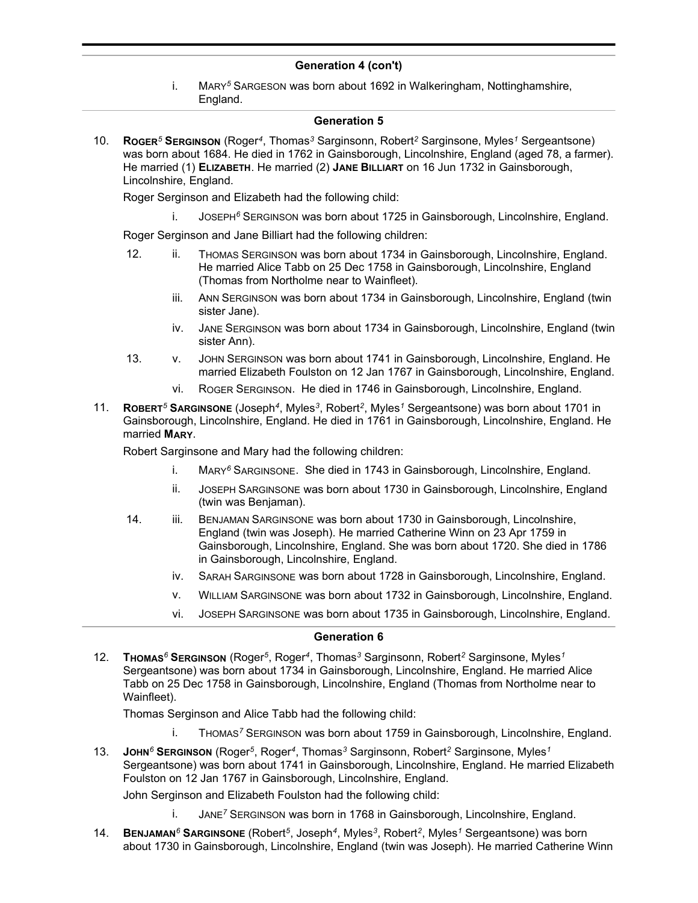### Generation 4 (con't)

i. MARY[5] SARGESON was born about 1692 in Walkeringham, Nottinghamshire, England.

### Generation 5

10. **ROGER[5] SERGINSON** (Roger[4], Thomas[3] Sarginsonn, Robert[2] Sarginsone, Myles[1] Sergeantsone) was born about 1684. He died in 1762 in Gainsborough, Lincolnshire, England (aged 78, a farmer). He married (1) **ELIZABETH**. He married (2) **JANE BILLIART** on 16 Jun 1732 in Gainsborough, Lincolnshire, England.

Roger Serginson and Elizabeth had the following child:

- i. JOSEPH[6] SERGINSON was born about 1725 in Gainsborough, Lincolnshire, England.

Roger Serginson and Jane Billiart had the following children:

- 12. ii. THOMAS SERGINSON was born about 1734 in Gainsborough, Lincolnshire, England. He married Alice Tabb on 25 Dec 1758 in Gainsborough, Lincolnshire, England (Thomas from Northolme near to Wainfleet).
- iii. ANN SERGINSON was born about 1734 in Gainsborough, Lincolnshire, England (twin sister Jane).
- iv. JANE SERGINSON was born about 1734 in Gainsborough, Lincolnshire, England (twin sister Ann).
- 13. v. JOHN SERGINSON was born about 1741 in Gainsborough, Lincolnshire, England. He married Elizabeth Foulston on 12 Jan 1767 in Gainsborough, Lincolnshire, England.
- vi. ROGER SERGINSON. He died in 1746 in Gainsborough, Lincolnshire, England.

11. **ROBERT[5] SARGINSONE** (Joseph[4], Myles[3], Robert[2], Myles[1] Sergeantsone) was born about 1701 in Gainsborough, Lincolnshire, England. He died in 1761 in Gainsborough, Lincolnshire, England. He married **MARY**.

Robert Sarginsone and Mary had the following children:

- i. MARY[6] SARGINSONE. She died in 1743 in Gainsborough, Lincolnshire, England.
- ii. JOSEPH SARGINSONE was born about 1730 in Gainsborough, Lincolnshire, England (twin was Benjaman).
- 14. iii. BENJAMAN SARGINSONE was born about 1730 in Gainsborough, Lincolnshire, England (twin was Joseph). He married Catherine Winn on 23 Apr 1759 in Gainsborough, Lincolnshire, England. She was born about 1720. She died in 1786 in Gainsborough, Lincolnshire, England.
- iv. SARAH SARGINSONE was born about 1728 in Gainsborough, Lincolnshire, England.
- v. WILLIAM SARGINSONE was born about 1732 in Gainsborough, Lincolnshire, England.
- vi. JOSEPH SARGINSONE was born about 1735 in Gainsborough, Lincolnshire, England.

### Generation 6

12. **THOMAS[6] SERGINSON** (Roger[5], Roger[4], Thomas[3] Sarginsonn, Robert[2] Sarginsone, Myles[1] Sergeantsone) was born about 1734 in Gainsborough, Lincolnshire, England. He married Alice Tabb on 25 Dec 1758 in Gainsborough, Lincolnshire, England (Thomas from Northolme near to Wainfleet).

Thomas Serginson and Alice Tabb had the following child:

- i. THOMAS[7] SERGINSON was born about 1759 in Gainsborough, Lincolnshire, England.

13. **JOHN[6] SERGINSON** (Roger[5], Roger[4], Thomas[3] Sarginsonn, Robert[2] Sarginsone, Myles[1] Sergeantsone) was born about 1741 in Gainsborough, Lincolnshire, England. He married Elizabeth Foulston on 12 Jan 1767 in Gainsborough, Lincolnshire, England.

John Serginson and Elizabeth Foulston had the following child:

- i. JANE[7] SERGINSON was born in 1768 in Gainsborough, Lincolnshire, England.

14. **BENJAMAN[6] SARGINSONE** (Robert[5], Joseph[4], Myles[3], Robert[2], Myles[1] Sergeantsone) was born about 1730 in Gainsborough, Lincolnshire, England (twin was Joseph). He married Catherine Winn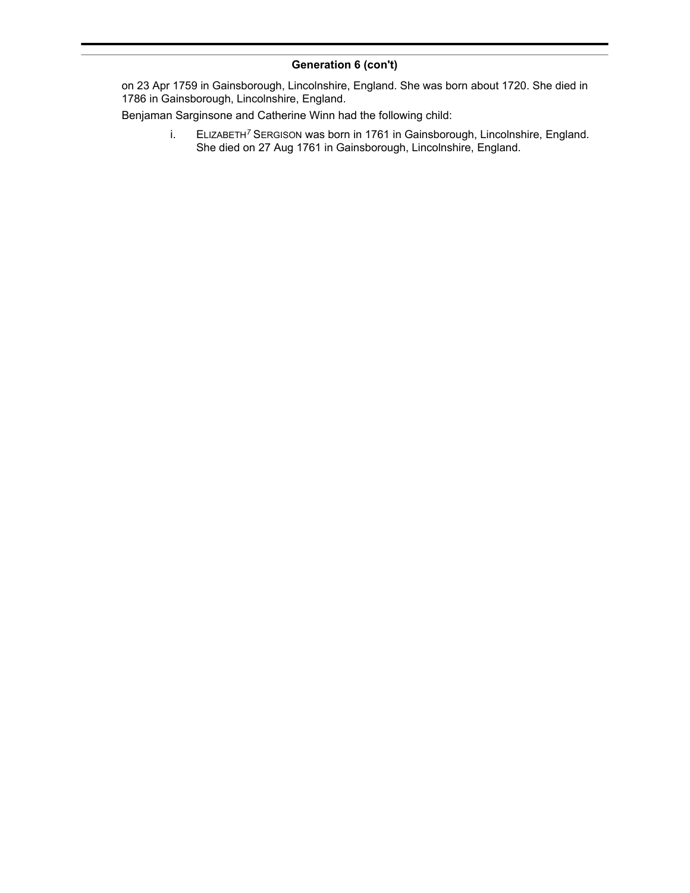## Generation 6 (con't)

on 23 Apr 1759 in Gainsborough, Lincolnshire, England. She was born about 1720. She died in 1786 in Gainsborough, Lincolnshire, England.

Benjaman Sarginsone and Catherine Winn had the following child:

i. ELIZABETH[7] SERGISON was born in 1761 in Gainsborough, Lincolnshire, England. She died on 27 Aug 1761 in Gainsborough, Lincolnshire, England.